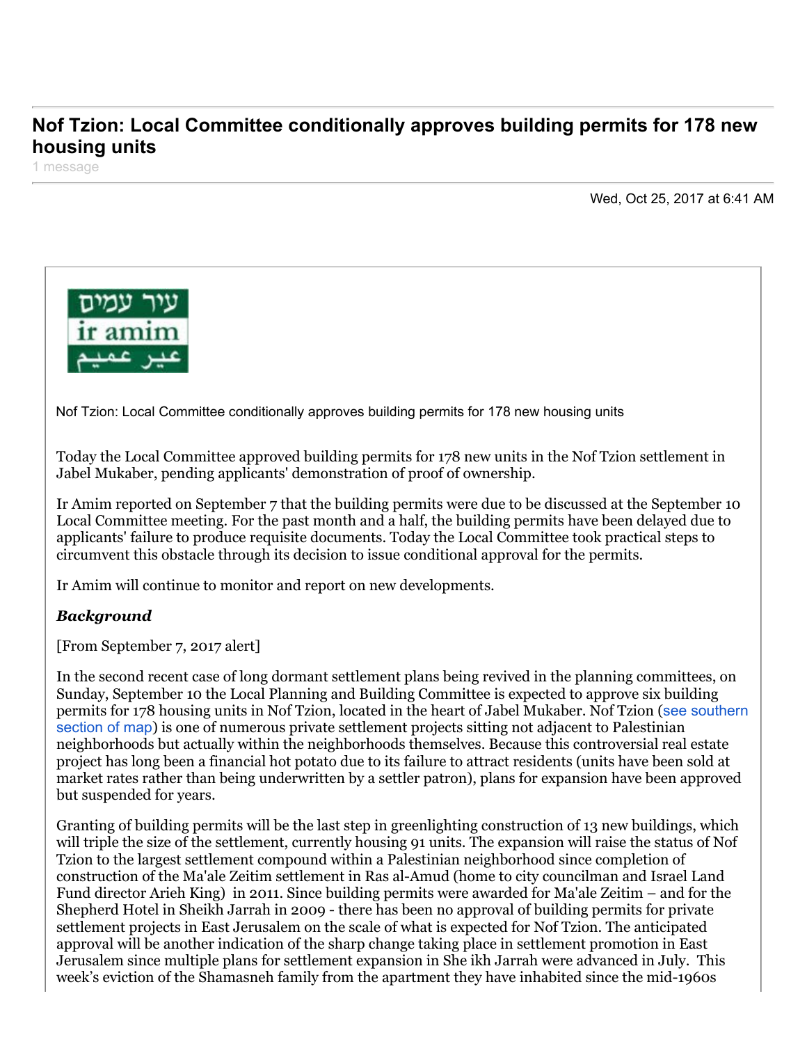# Nof Tzion: Local Committee conditionally approves building permits for 178 new housing units

1 message

Wed, Oct 25, 2017 at 6:41 AM

עיר עמים
ir amim
عير عميم

Nof Tzion: Local Committee conditionally approves building permits for 178 new housing units

Today the Local Committee approved building permits for 178 new units in the Nof Tzion settlement in Jabel Mukaber, pending applicants' demonstration of proof of ownership.

Ir Amim reported on September 7 that the building permits were due to be discussed at the September 10 Local Committee meeting. For the past month and a half, the building permits have been delayed due to applicants' failure to produce requisite documents. Today the Local Committee took practical steps to circumvent this obstacle through its decision to issue conditional approval for the permits.

Ir Amim will continue to monitor and report on new developments.

***Background***

[From September 7, 2017 alert]

In the second recent case of long dormant settlement plans being revived in the planning committees, on Sunday, September 10 the Local Planning and Building Committee is expected to approve six building permits for 178 housing units in Nof Tzion, located in the heart of Jabel Mukaber. Nof Tzion (see southern section of map) is one of numerous private settlement projects sitting not adjacent to Palestinian neighborhoods but actually within the neighborhoods themselves. Because this controversial real estate project has long been a financial hot potato due to its failure to attract residents (units have been sold at market rates rather than being underwritten by a settler patron), plans for expansion have been approved but suspended for years.

Granting of building permits will be the last step in greenlighting construction of 13 new buildings, which will triple the size of the settlement, currently housing 91 units. The expansion will raise the status of Nof Tzion to the largest settlement compound within a Palestinian neighborhood since completion of construction of the Ma'ale Zeitim settlement in Ras al-Amud (home to city councilman and Israel Land Fund director Arieh King) in 2011. Since building permits were awarded for Ma'ale Zeitim – and for the Shepherd Hotel in Sheikh Jarrah in 2009 - there has been no approval of building permits for private settlement projects in East Jerusalem on the scale of what is expected for Nof Tzion. The anticipated approval will be another indication of the sharp change taking place in settlement promotion in East Jerusalem since multiple plans for settlement expansion in She ikh Jarrah were advanced in July. This week's eviction of the Shamasneh family from the apartment they have inhabited since the mid-1960s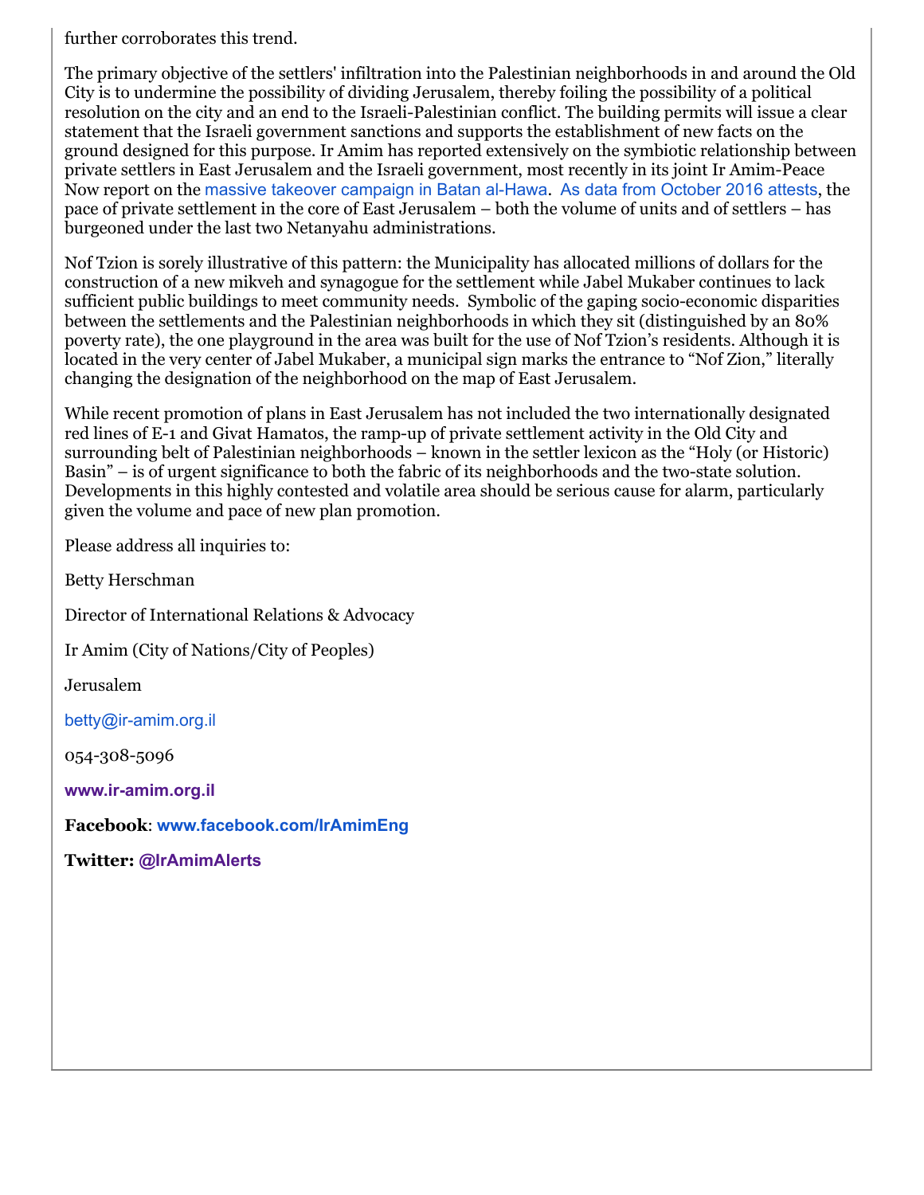further corroborates this trend.

The primary objective of the settlers' infiltration into the Palestinian neighborhoods in and around the Old City is to undermine the possibility of dividing Jerusalem, thereby foiling the possibility of a political resolution on the city and an end to the Israeli-Palestinian conflict. The building permits will issue a clear statement that the Israeli government sanctions and supports the establishment of new facts on the ground designed for this purpose. Ir Amim has reported extensively on the symbiotic relationship between private settlers in East Jerusalem and the Israeli government, most recently in its joint Ir Amim-Peace Now report on the massive takeover campaign in Batan al-Hawa. As data from October 2016 attests, the pace of private settlement in the core of East Jerusalem – both the volume of units and of settlers – has burgeoned under the last two Netanyahu administrations.

Nof Tzion is sorely illustrative of this pattern: the Municipality has allocated millions of dollars for the construction of a new mikveh and synagogue for the settlement while Jabel Mukaber continues to lack sufficient public buildings to meet community needs. Symbolic of the gaping socio-economic disparities between the settlements and the Palestinian neighborhoods in which they sit (distinguished by an 80% poverty rate), the one playground in the area was built for the use of Nof Tzion's residents. Although it is located in the very center of Jabel Mukaber, a municipal sign marks the entrance to "Nof Zion," literally changing the designation of the neighborhood on the map of East Jerusalem.

While recent promotion of plans in East Jerusalem has not included the two internationally designated red lines of E-1 and Givat Hamatos, the ramp-up of private settlement activity in the Old City and surrounding belt of Palestinian neighborhoods – known in the settler lexicon as the "Holy (or Historic) Basin" – is of urgent significance to both the fabric of its neighborhoods and the two-state solution. Developments in this highly contested and volatile area should be serious cause for alarm, particularly given the volume and pace of new plan promotion.

Please address all inquiries to:

Betty Herschman

Director of International Relations & Advocacy

Ir Amim (City of Nations/City of Peoples)

Jerusalem

betty@ir-amim.org.il

054-308-5096

**www.ir-amim.org.il**

**Facebook**: **www.facebook.com/IrAmimEng**

**Twitter: @IrAmimAlerts**